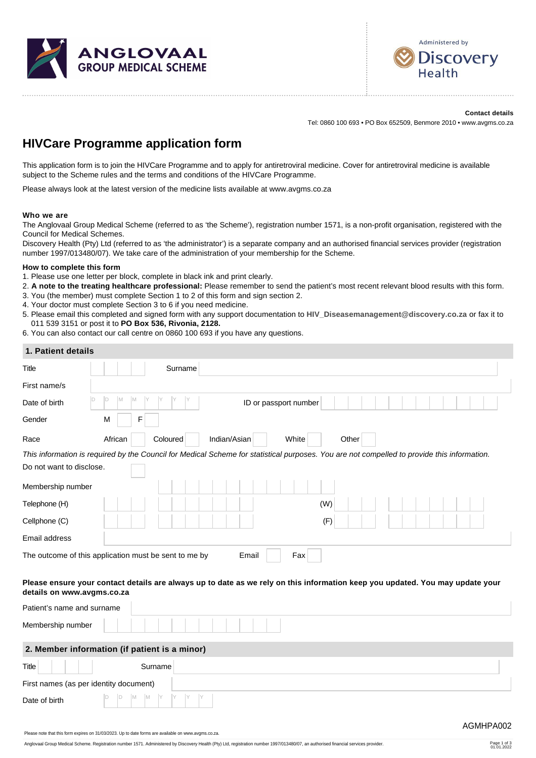ANGLOVAAL GROUP MEDICAL SCHEME

Administered by Discovery Health

**Contact details**

Tel: 0860 100 693 • PO Box 652509, Benmore 2010 • www.avgms.co.za

# HIVCare Programme application form

This application form is to join the HIVCare Programme and to apply for antiretroviral medicine. Cover for antiretroviral medicine is available subject to the Scheme rules and the terms and conditions of the HIVCare Programme.

Please always look at the latest version of the medicine lists available at www.avgms.co.za

**Who we are**

The Anglovaal Group Medical Scheme (referred to as 'the Scheme'), registration number 1571, is a non-profit organisation, registered with the Council for Medical Schemes.

Discovery Health (Pty) Ltd (referred to as 'the administrator') is a separate company and an authorised financial services provider (registration number 1997/013480/07). We take care of the administration of your membership for the Scheme.

**How to complete this form**

1. Please use one letter per block, complete in black ink and print clearly.
2. **A note to the treating healthcare professional:** Please remember to send the patient's most recent relevant blood results with this form.
3. You (the member) must complete Section 1 to 2 of this form and sign section 2.
4. Your doctor must complete Section 3 to 6 if you need medicine.
5. Please email this completed and signed form with any support documentation to **HIV_Diseasemanagement@discovery.co.za** or fax it to 011 539 3151 or post it to **PO Box 536, Rivonia, 2128.**
6. You can also contact our call centre on 0860 100 693 if you have any questions.

## 1. Patient details

Title ________ Surname ________

First name/s ________

Date of birth D D M M Y Y Y Y ID or passport number ________

Gender M ☐ F ☐

Race African ☐ Coloured ☐ Indian/Asian ☐ White ☐ Other ☐

*This information is required by the Council for Medical Scheme for statistical purposes. You are not compelled to provide this information.*

Do not want to disclose. ☐

Membership number ________

Telephone (H) ________ (W) ________

Cellphone (C) ________ (F) ________

Email address ________

The outcome of this application must be sent to me by Email ☐ Fax ☐

**Please ensure your contact details are always up to date as we rely on this information keep you updated. You may update your details on www.avgms.co.za**

Patient's name and surname ________

Membership number ________

## 2. Member information (if patient is a minor)

Title ________ Surname ________

First names (as per identity document) ________

Date of birth D D M M Y Y Y Y

AGMHPA002

Please note that this form expires on 31/03/2023. Up to date forms are available on www.avgms.co.za.

Anglovaal Group Medical Scheme. Registration number 1571. Administered by Discovery Health (Pty) Ltd, registration number 1997/013480/07, an authorised financial services provider.

01.01.2022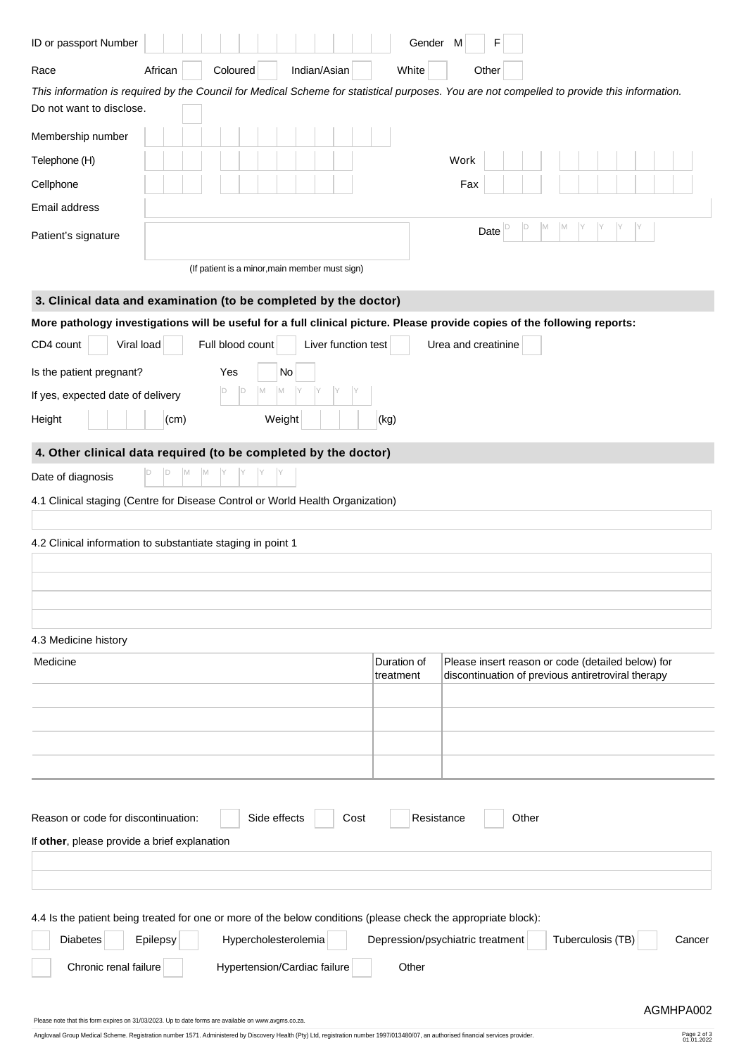ID or passport Number | | | | | | | | | | | | | | Gender M ☐ F ☐

Race African ☐ Coloured ☐ Indian/Asian ☐ White ☐ Other ☐

*This information is required by the Council for Medical Scheme for statistical purposes. You are not compelled to provide this information.*

Do not want to disclose. ☐

Membership number

Telephone (H) Work

Cellphone Fax

Email address

Patient's signature Date D D M M Y Y Y Y

(If patient is a minor,main member must sign)

## 3. Clinical data and examination (to be completed by the doctor)

**More pathology investigations will be useful for a full clinical picture. Please provide copies of the following reports:**

CD4 count ☐ Viral load ☐ Full blood count ☐ Liver function test ☐ Urea and creatinine ☐

Is the patient pregnant? Yes ☐ No ☐

If yes, expected date of delivery D D M M Y Y Y Y

Height (cm) Weight (kg)

## 4. Other clinical data required (to be completed by the doctor)

Date of diagnosis D D M M Y Y Y Y

4.1 Clinical staging (Centre for Disease Control or World Health Organization)

4.2 Clinical information to substantiate staging in point 1

4.3 Medicine history

| Medicine | Duration of treatment | Please insert reason or code (detailed below) for discontinuation of previous antiretroviral therapy |
|---|---|---|
| | | |
| | | |
| | | |
| | | |

Reason or code for discontinuation: ☐ Side effects ☐ Cost ☐ Resistance ☐ Other

If **other**, please provide a brief explanation

4.4 Is the patient being treated for one or more of the below conditions (please check the appropriate block):

☐ Diabetes ☐ Epilepsy ☐ Hypercholesterolemia ☐ Depression/psychiatric treatment ☐ Tuberculosis (TB) ☐ Cancer

☐ Chronic renal failure ☐ Hypertension/Cardiac failure ☐ Other

AGMHPA002

Please note that this form expires on 31/03/2023. Up to date forms are available on www.avgms.co.za.

Anglovaal Group Medical Scheme. Registration number 1571. Administered by Discovery Health (Pty) Ltd, registration number 1997/013480/07, an authorised financial services provider.

01.01.2022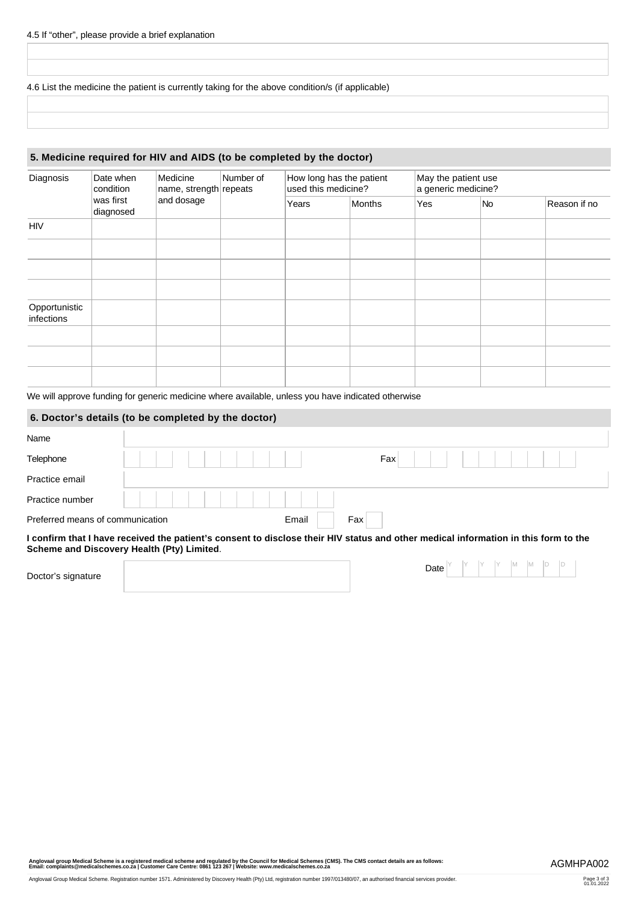4.5 If "other", please provide a brief explanation

| |
|---|
| |
| |

4.6 List the medicine the patient is currently taking for the above condition/s (if applicable)

| |
|---|
| |
| |

## 5. Medicine required for HIV and AIDS (to be completed by the doctor)

| Diagnosis | Date when condition was first diagnosed | Medicine name, strength and dosage | Number of repeats | How long has the patient used this medicine? | | May the patient use a generic medicine? | | |
|---|---|---|---|---|---|---|---|---|
| | | | | Years | Months | Yes | No | Reason if no |
| HIV | | | | | | | | |
| | | | | | | | | |
| | | | | | | | | |
| | | | | | | | | |
| Opportunistic infections | | | | | | | | |
| | | | | | | | | |
| | | | | | | | | |
| | | | | | | | | |

We will approve funding for generic medicine where available, unless you have indicated otherwise

## 6. Doctor's details (to be completed by the doctor)

| | |
|---|---|
| Name | |
| Telephone | Fax |
| Practice email | |
| Practice number | |
| Preferred means of communication | Email ☐ Fax ☐ |

**I confirm that I have received the patient's consent to disclose their HIV status and other medical information in this form to the Scheme and Discovery Health (Pty) Limited**.

Doctor's signature

Date Y Y Y Y M M D D

**Anglovaal group Medical Scheme is a registered medical scheme and regulated by the Council for Medical Schemes (CMS). The CMS contact details are as follows: Email: complaints@medicalschemes.co.za | Customer Care Centre: 0861 123 267 | Website: www.medicalschemes.co.za**

AGMHPA002

Anglovaal Group Medical Scheme. Registration number 1571. Administered by Discovery Health (Pty) Ltd, registration number 1997/013480/07, an authorised financial services provider.

01.01.2022